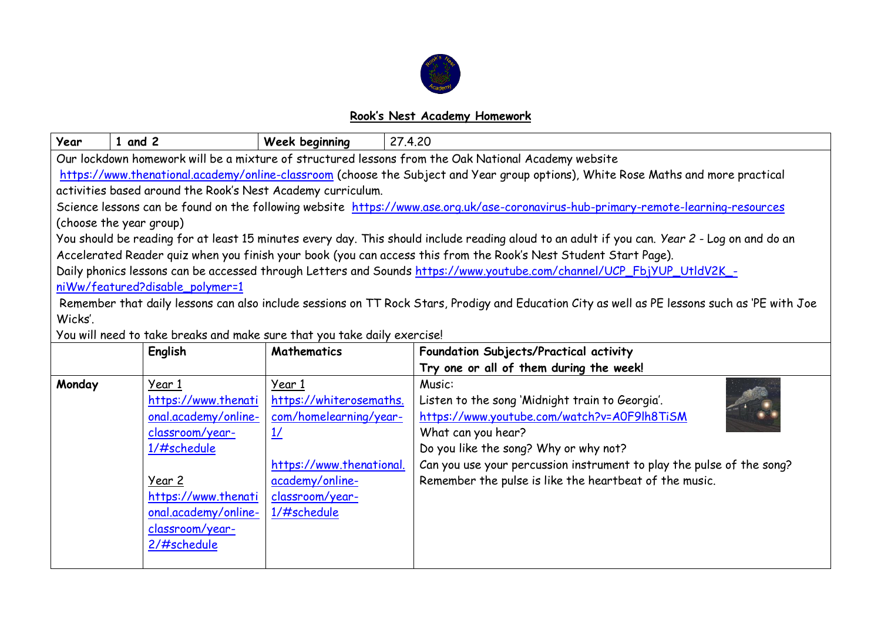## Rook's Nest Academy Homework

| Year | 1 and 2 | Week beginning | 27.4.20 |
|---|---|---|---|

Our lockdown homework will be a mixture of structured lessons from the Oak National Academy website https://www.thenational.academy/online-classroom (choose the Subject and Year group options), White Rose Maths and more practical activities based around the Rook's Nest Academy curriculum.

Science lessons can be found on the following website https://www.ase.org.uk/ase-coronavirus-hub-primary-remote-learning-resources (choose the year group)

You should be reading for at least 15 minutes every day. This should include reading aloud to an adult if you can. *Year 2* - Log on and do an Accelerated Reader quiz when you finish your book (you can access this from the Rook's Nest Student Start Page).

Daily phonics lessons can be accessed through Letters and Sounds https://www.youtube.com/channel/UCP_FbjYUP_UtldV2K_-niWw/featured?disable_polymer=1

Remember that daily lessons can also include sessions on TT Rock Stars, Prodigy and Education City as well as PE lessons such as 'PE with Joe Wicks'.

You will need to take breaks and make sure that you take daily exercise!

| | **English** | **Mathematics** | **Foundation Subjects/Practical activity**<br>**Try one or all of them during the week!** |
|---|---|---|---|
| **Monday** | Year 1<br>https://www.thenational.academy/online-classroom/year-1/#schedule<br><br>Year 2<br>https://www.thenational.academy/online-classroom/year-2/#schedule | Year 1<br>https://whiterosemaths.com/homelearning/year-1/<br><br>https://www.thenational.academy/online-classroom/year-1/#schedule | Music:<br>Listen to the song 'Midnight train to Georgia'.<br>https://www.youtube.com/watch?v=A0F9lh8TiSM<br>What can you hear?<br>Do you like the song? Why or why not?<br>Can you use your percussion instrument to play the pulse of the song?<br>Remember the pulse is like the heartbeat of the music. |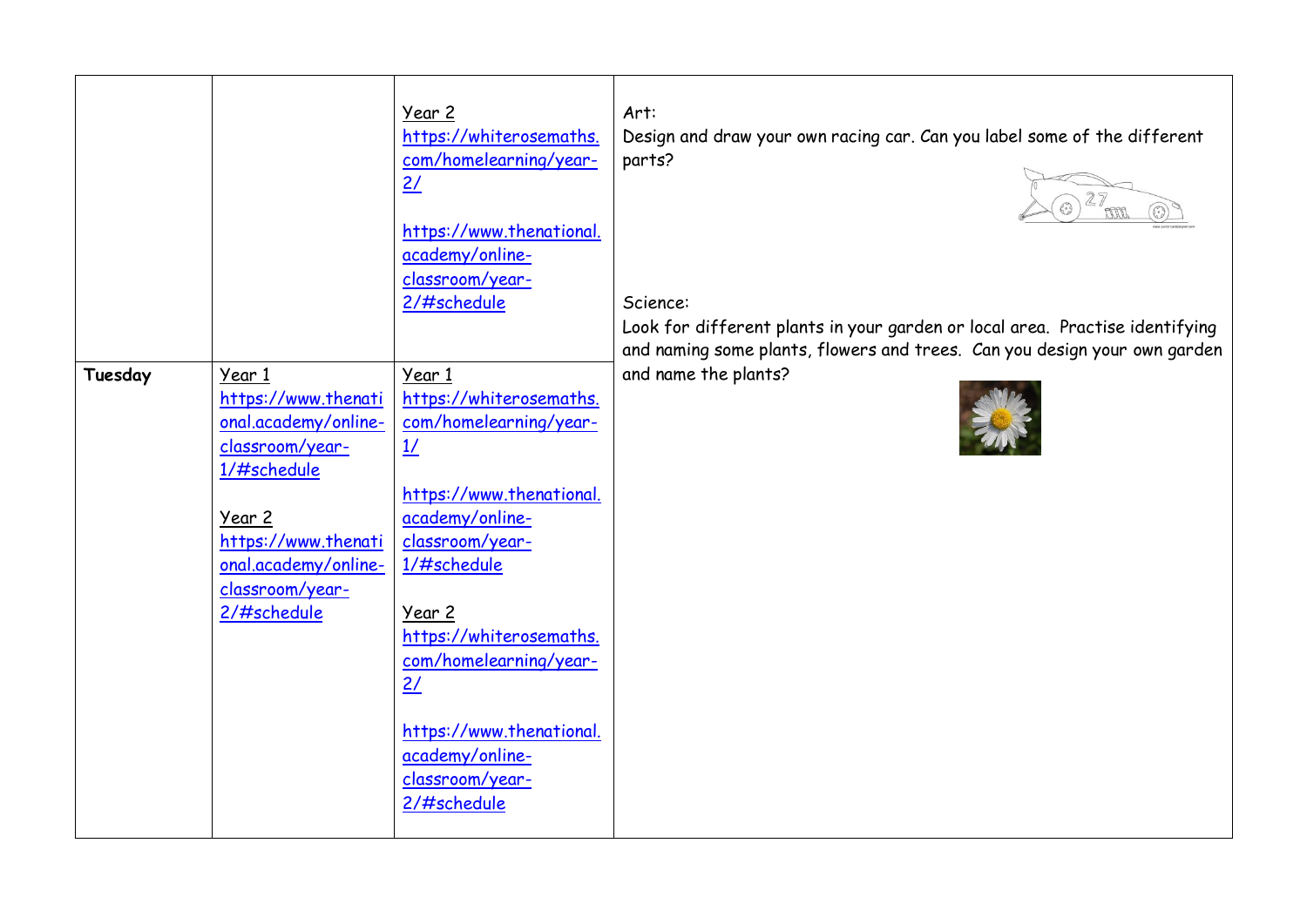|  |  |  |  |
|---|---|---|---|
|  |  | Year 2<br>https://whiterosemaths.com/homelearning/year-2/<br><br>https://www.thenational.academy/online-classroom/year-2/#schedule | Art:<br>Design and draw your own racing car. Can you label some of the different parts?<br><br>Science:<br>Look for different plants in your garden or local area. Practise identifying and naming some plants, flowers and trees. Can you design your own garden and name the plants? |
| **Tuesday** | Year 1<br>https://www.thenational.academy/online-classroom/year-1/#schedule<br><br>Year 2<br>https://www.thenational.academy/online-classroom/year-2/#schedule | Year 1<br>https://whiterosemaths.com/homelearning/year-1/<br><br>https://www.thenational.academy/online-classroom/year-1/#schedule<br><br>Year 2<br>https://whiterosemaths.com/homelearning/year-2/<br><br>https://www.thenational.academy/online-classroom/year-2/#schedule |  |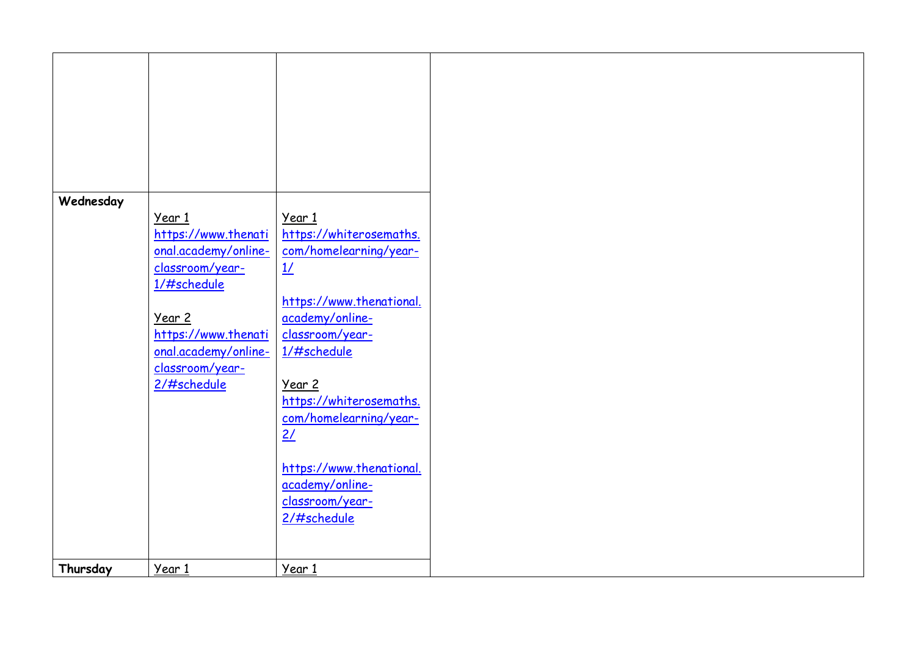| | | | |
|---|---|---|---|
| | | | |
| **Wednesday** | Year 1<br>https://www.thenational.academy/online-classroom/year-1/#schedule<br><br>Year 2<br>https://www.thenational.academy/online-classroom/year-2/#schedule | Year 1<br>https://whiterosemaths.com/homelearning/year-1/<br><br>https://www.thenational.academy/online-classroom/year-1/#schedule<br><br>Year 2<br>https://whiterosemaths.com/homelearning/year-2/<br><br>https://www.thenational.academy/online-classroom/year-2/#schedule | |
| **Thursday** | Year 1 | Year 1 | |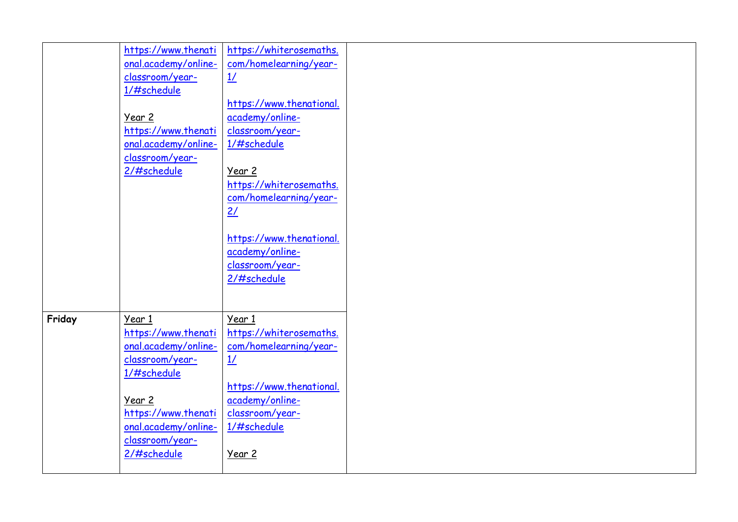| | | | |
|---|---|---|---|
| | https://www.thenational.academy/online-classroom/year-1/#schedule<br><br>Year 2<br>https://www.thenational.academy/online-classroom/year-2/#schedule | https://whiterosemaths.com/homelearning/year-1/<br><br>https://www.thenational.academy/online-classroom/year-1/#schedule<br><br>Year 2<br>https://whiterosemaths.com/homelearning/year-2/<br><br>https://www.thenational.academy/online-classroom/year-2/#schedule | |
| **Friday** | Year 1<br>https://www.thenational.academy/online-classroom/year-1/#schedule<br><br>Year 2<br>https://www.thenational.academy/online-classroom/year-2/#schedule | Year 1<br>https://whiterosemaths.com/homelearning/year-1/<br><br>https://www.thenational.academy/online-classroom/year-1/#schedule<br><br>Year 2 | |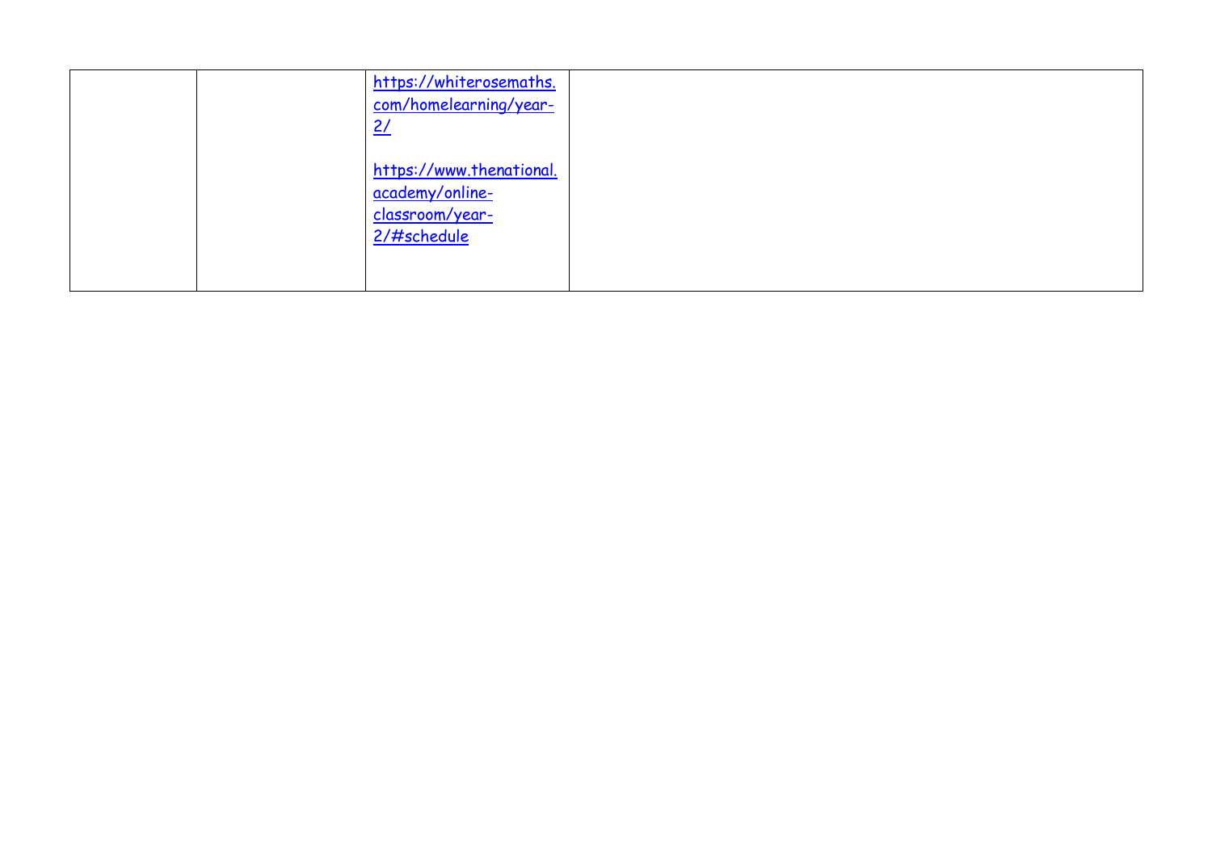| | | | |
|---|---|---|---|
| | | https://whiterosemaths.com/homelearning/year-2/<br><br>https://www.thenational.academy/online-classroom/year-2/#schedule | |